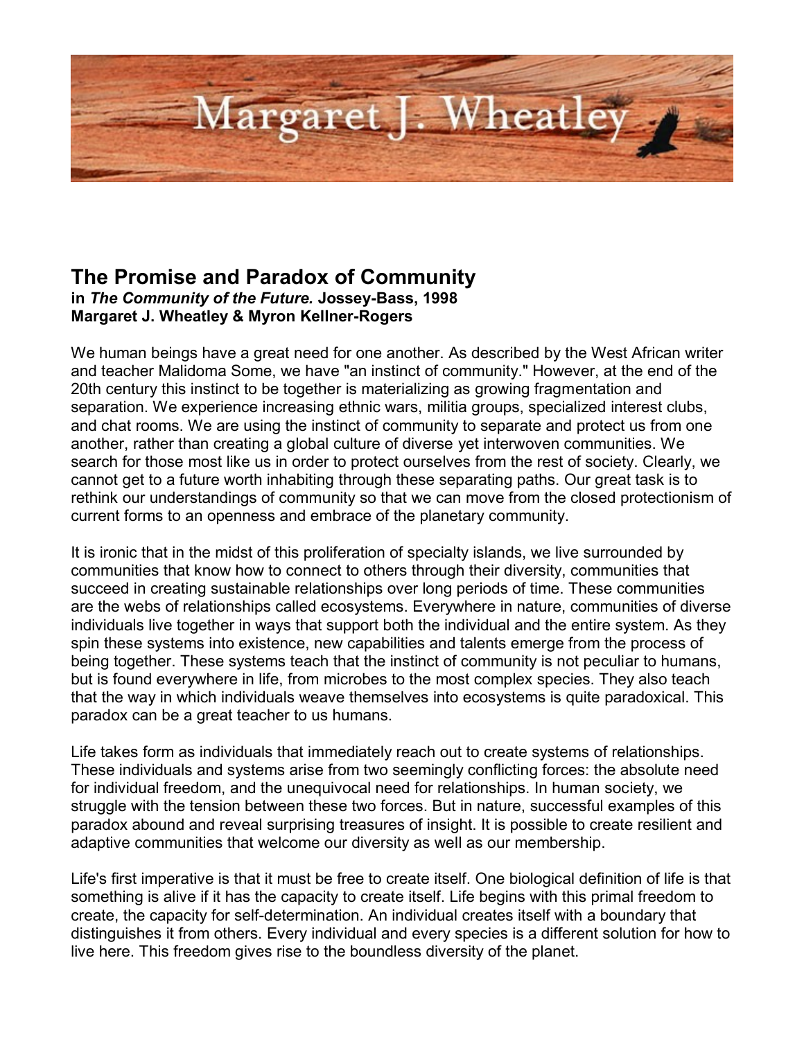Margaret J. Wheatley

## The Promise and Paradox of Community

**in *The Community of the Future.* Jossey-Bass, 1998**
**Margaret J. Wheatley & Myron Kellner-Rogers**

We human beings have a great need for one another. As described by the West African writer and teacher Malidoma Some, we have "an instinct of community." However, at the end of the 20th century this instinct to be together is materializing as growing fragmentation and separation. We experience increasing ethnic wars, militia groups, specialized interest clubs, and chat rooms. We are using the instinct of community to separate and protect us from one another, rather than creating a global culture of diverse yet interwoven communities. We search for those most like us in order to protect ourselves from the rest of society. Clearly, we cannot get to a future worth inhabiting through these separating paths. Our great task is to rethink our understandings of community so that we can move from the closed protectionism of current forms to an openness and embrace of the planetary community.

It is ironic that in the midst of this proliferation of specialty islands, we live surrounded by communities that know how to connect to others through their diversity, communities that succeed in creating sustainable relationships over long periods of time. These communities are the webs of relationships called ecosystems. Everywhere in nature, communities of diverse individuals live together in ways that support both the individual and the entire system. As they spin these systems into existence, new capabilities and talents emerge from the process of being together. These systems teach that the instinct of community is not peculiar to humans, but is found everywhere in life, from microbes to the most complex species. They also teach that the way in which individuals weave themselves into ecosystems is quite paradoxical. This paradox can be a great teacher to us humans.

Life takes form as individuals that immediately reach out to create systems of relationships. These individuals and systems arise from two seemingly conflicting forces: the absolute need for individual freedom, and the unequivocal need for relationships. In human society, we struggle with the tension between these two forces. But in nature, successful examples of this paradox abound and reveal surprising treasures of insight. It is possible to create resilient and adaptive communities that welcome our diversity as well as our membership.

Life's first imperative is that it must be free to create itself. One biological definition of life is that something is alive if it has the capacity to create itself. Life begins with this primal freedom to create, the capacity for self-determination. An individual creates itself with a boundary that distinguishes it from others. Every individual and every species is a different solution for how to live here. This freedom gives rise to the boundless diversity of the planet.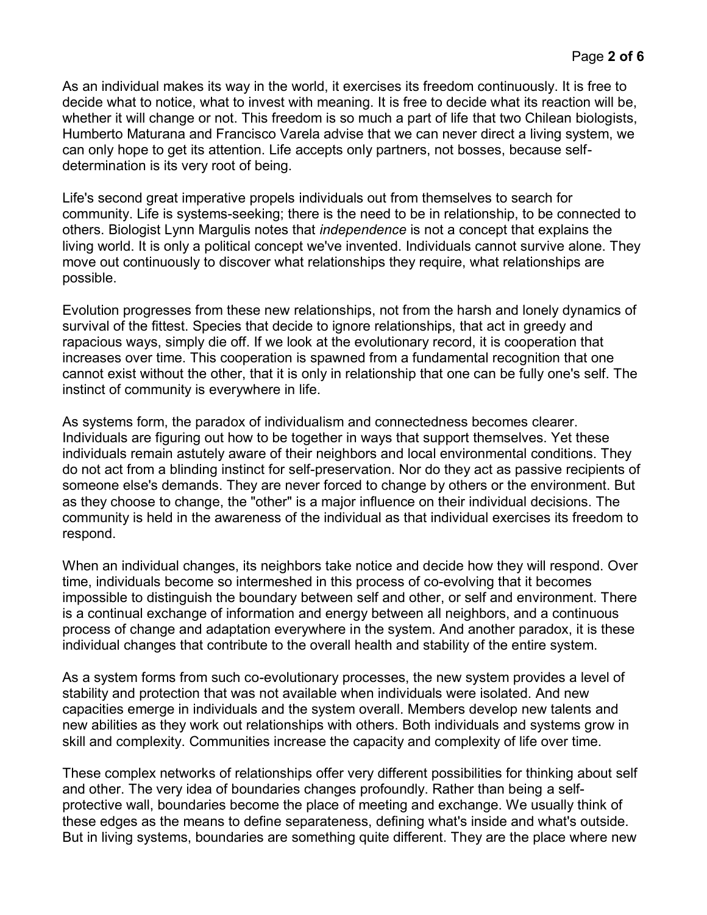As an individual makes its way in the world, it exercises its freedom continuously. It is free to decide what to notice, what to invest with meaning. It is free to decide what its reaction will be, whether it will change or not. This freedom is so much a part of life that two Chilean biologists, Humberto Maturana and Francisco Varela advise that we can never direct a living system, we can only hope to get its attention. Life accepts only partners, not bosses, because self-determination is its very root of being.

Life's second great imperative propels individuals out from themselves to search for community. Life is systems-seeking; there is the need to be in relationship, to be connected to others. Biologist Lynn Margulis notes that *independence* is not a concept that explains the living world. It is only a political concept we've invented. Individuals cannot survive alone. They move out continuously to discover what relationships they require, what relationships are possible.

Evolution progresses from these new relationships, not from the harsh and lonely dynamics of survival of the fittest. Species that decide to ignore relationships, that act in greedy and rapacious ways, simply die off. If we look at the evolutionary record, it is cooperation that increases over time. This cooperation is spawned from a fundamental recognition that one cannot exist without the other, that it is only in relationship that one can be fully one's self. The instinct of community is everywhere in life.

As systems form, the paradox of individualism and connectedness becomes clearer. Individuals are figuring out how to be together in ways that support themselves. Yet these individuals remain astutely aware of their neighbors and local environmental conditions. They do not act from a blinding instinct for self-preservation. Nor do they act as passive recipients of someone else's demands. They are never forced to change by others or the environment. But as they choose to change, the "other" is a major influence on their individual decisions. The community is held in the awareness of the individual as that individual exercises its freedom to respond.

When an individual changes, its neighbors take notice and decide how they will respond. Over time, individuals become so intermeshed in this process of co-evolving that it becomes impossible to distinguish the boundary between self and other, or self and environment. There is a continual exchange of information and energy between all neighbors, and a continuous process of change and adaptation everywhere in the system. And another paradox, it is these individual changes that contribute to the overall health and stability of the entire system.

As a system forms from such co-evolutionary processes, the new system provides a level of stability and protection that was not available when individuals were isolated. And new capacities emerge in individuals and the system overall. Members develop new talents and new abilities as they work out relationships with others. Both individuals and systems grow in skill and complexity. Communities increase the capacity and complexity of life over time.

These complex networks of relationships offer very different possibilities for thinking about self and other. The very idea of boundaries changes profoundly. Rather than being a self-protective wall, boundaries become the place of meeting and exchange. We usually think of these edges as the means to define separateness, defining what's inside and what's outside. But in living systems, boundaries are something quite different. They are the place where new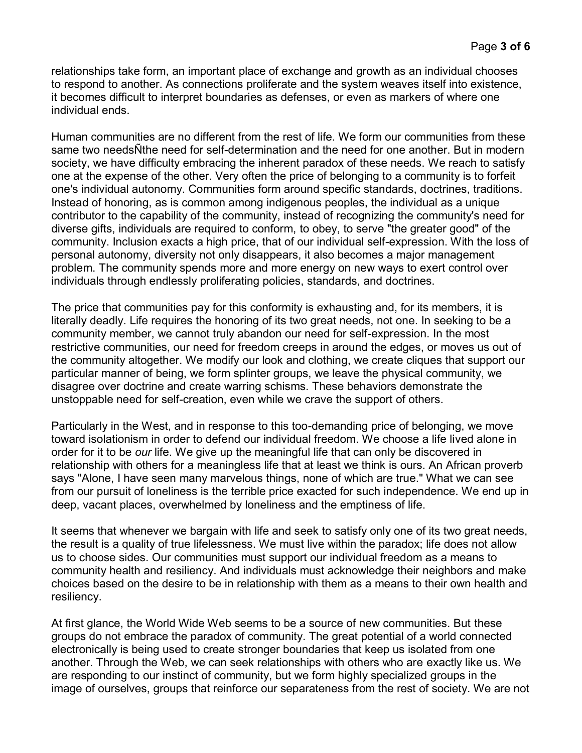relationships take form, an important place of exchange and growth as an individual chooses to respond to another. As connections proliferate and the system weaves itself into existence, it becomes difficult to interpret boundaries as defenses, or even as markers of where one individual ends.

Human communities are no different from the rest of life. We form our communities from these same two needsÑthe need for self-determination and the need for one another. But in modern society, we have difficulty embracing the inherent paradox of these needs. We reach to satisfy one at the expense of the other. Very often the price of belonging to a community is to forfeit one's individual autonomy. Communities form around specific standards, doctrines, traditions. Instead of honoring, as is common among indigenous peoples, the individual as a unique contributor to the capability of the community, instead of recognizing the community's need for diverse gifts, individuals are required to conform, to obey, to serve "the greater good" of the community. Inclusion exacts a high price, that of our individual self-expression. With the loss of personal autonomy, diversity not only disappears, it also becomes a major management problem. The community spends more and more energy on new ways to exert control over individuals through endlessly proliferating policies, standards, and doctrines.

The price that communities pay for this conformity is exhausting and, for its members, it is literally deadly. Life requires the honoring of its two great needs, not one. In seeking to be a community member, we cannot truly abandon our need for self-expression. In the most restrictive communities, our need for freedom creeps in around the edges, or moves us out of the community altogether. We modify our look and clothing, we create cliques that support our particular manner of being, we form splinter groups, we leave the physical community, we disagree over doctrine and create warring schisms. These behaviors demonstrate the unstoppable need for self-creation, even while we crave the support of others.

Particularly in the West, and in response to this too-demanding price of belonging, we move toward isolationism in order to defend our individual freedom. We choose a life lived alone in order for it to be *our* life. We give up the meaningful life that can only be discovered in relationship with others for a meaningless life that at least we think is ours. An African proverb says "Alone, I have seen many marvelous things, none of which are true." What we can see from our pursuit of loneliness is the terrible price exacted for such independence. We end up in deep, vacant places, overwhelmed by loneliness and the emptiness of life.

It seems that whenever we bargain with life and seek to satisfy only one of its two great needs, the result is a quality of true lifelessness. We must live within the paradox; life does not allow us to choose sides. Our communities must support our individual freedom as a means to community health and resiliency. And individuals must acknowledge their neighbors and make choices based on the desire to be in relationship with them as a means to their own health and resiliency.

At first glance, the World Wide Web seems to be a source of new communities. But these groups do not embrace the paradox of community. The great potential of a world connected electronically is being used to create stronger boundaries that keep us isolated from one another. Through the Web, we can seek relationships with others who are exactly like us. We are responding to our instinct of community, but we form highly specialized groups in the image of ourselves, groups that reinforce our separateness from the rest of society. We are not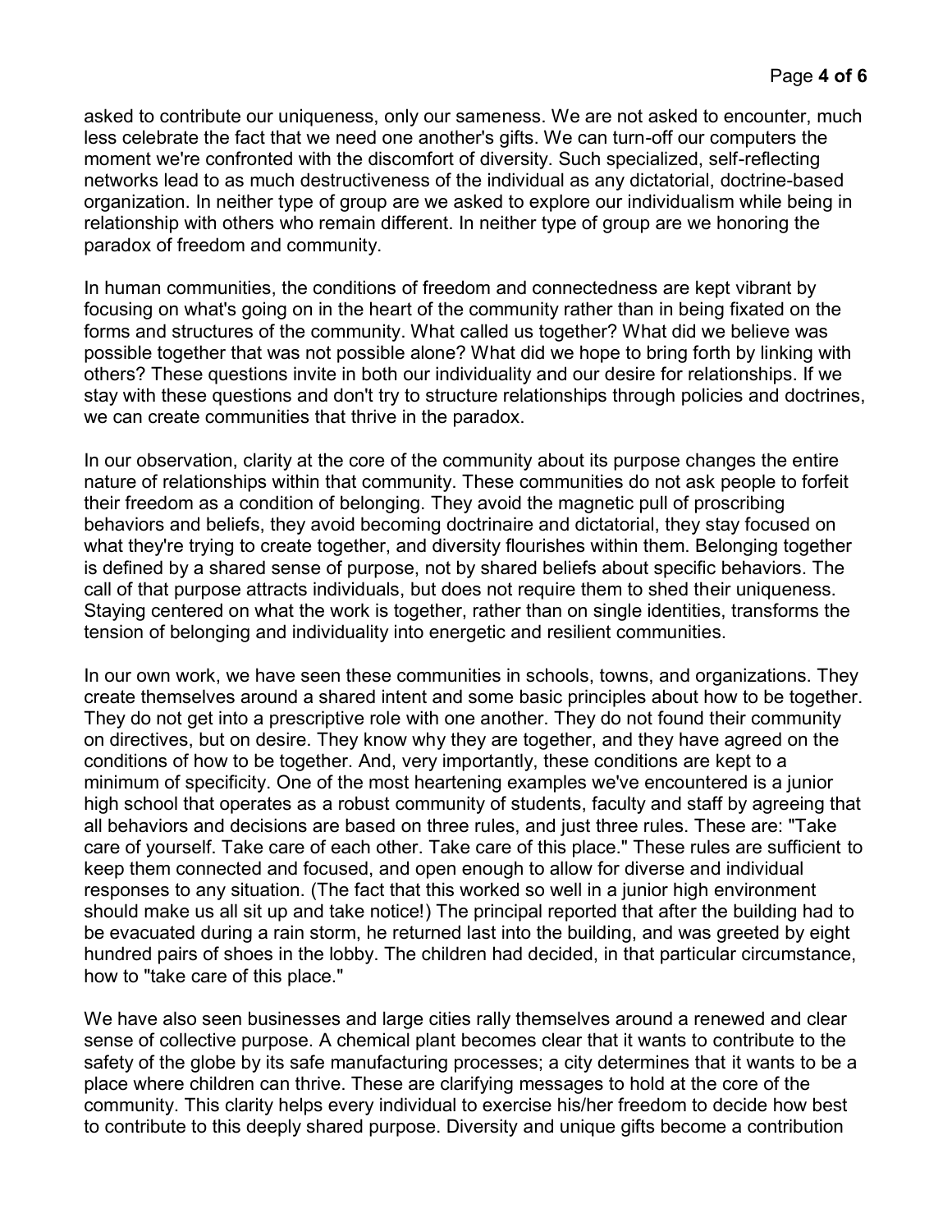asked to contribute our uniqueness, only our sameness. We are not asked to encounter, much less celebrate the fact that we need one another's gifts. We can turn-off our computers the moment we're confronted with the discomfort of diversity. Such specialized, self-reflecting networks lead to as much destructiveness of the individual as any dictatorial, doctrine-based organization. In neither type of group are we asked to explore our individualism while being in relationship with others who remain different. In neither type of group are we honoring the paradox of freedom and community.

In human communities, the conditions of freedom and connectedness are kept vibrant by focusing on what's going on in the heart of the community rather than in being fixated on the forms and structures of the community. What called us together? What did we believe was possible together that was not possible alone? What did we hope to bring forth by linking with others? These questions invite in both our individuality and our desire for relationships. If we stay with these questions and don't try to structure relationships through policies and doctrines, we can create communities that thrive in the paradox.

In our observation, clarity at the core of the community about its purpose changes the entire nature of relationships within that community. These communities do not ask people to forfeit their freedom as a condition of belonging. They avoid the magnetic pull of proscribing behaviors and beliefs, they avoid becoming doctrinaire and dictatorial, they stay focused on what they're trying to create together, and diversity flourishes within them. Belonging together is defined by a shared sense of purpose, not by shared beliefs about specific behaviors. The call of that purpose attracts individuals, but does not require them to shed their uniqueness. Staying centered on what the work is together, rather than on single identities, transforms the tension of belonging and individuality into energetic and resilient communities.

In our own work, we have seen these communities in schools, towns, and organizations. They create themselves around a shared intent and some basic principles about how to be together. They do not get into a prescriptive role with one another. They do not found their community on directives, but on desire. They know why they are together, and they have agreed on the conditions of how to be together. And, very importantly, these conditions are kept to a minimum of specificity. One of the most heartening examples we've encountered is a junior high school that operates as a robust community of students, faculty and staff by agreeing that all behaviors and decisions are based on three rules, and just three rules. These are: "Take care of yourself. Take care of each other. Take care of this place." These rules are sufficient to keep them connected and focused, and open enough to allow for diverse and individual responses to any situation. (The fact that this worked so well in a junior high environment should make us all sit up and take notice!) The principal reported that after the building had to be evacuated during a rain storm, he returned last into the building, and was greeted by eight hundred pairs of shoes in the lobby. The children had decided, in that particular circumstance, how to "take care of this place."

We have also seen businesses and large cities rally themselves around a renewed and clear sense of collective purpose. A chemical plant becomes clear that it wants to contribute to the safety of the globe by its safe manufacturing processes; a city determines that it wants to be a place where children can thrive. These are clarifying messages to hold at the core of the community. This clarity helps every individual to exercise his/her freedom to decide how best to contribute to this deeply shared purpose. Diversity and unique gifts become a contribution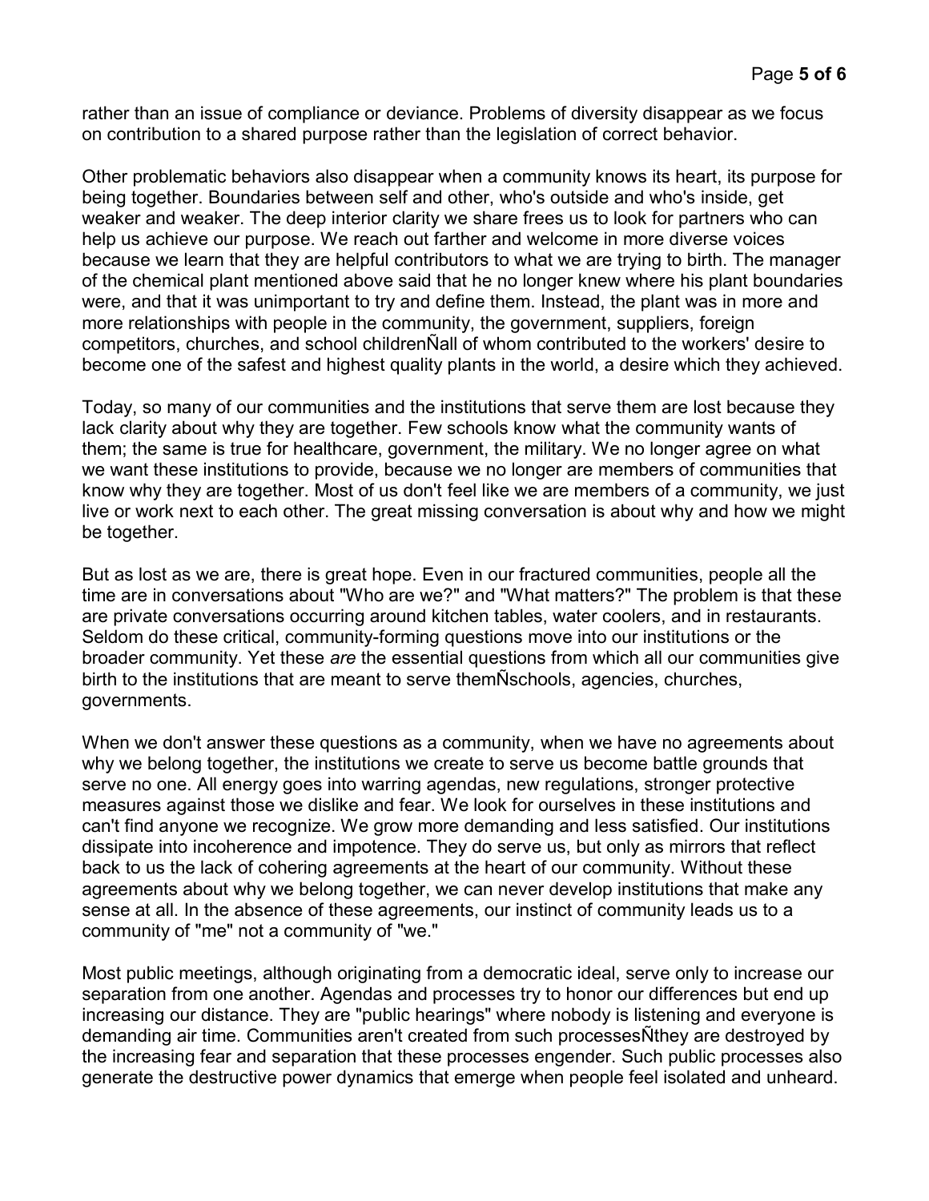rather than an issue of compliance or deviance. Problems of diversity disappear as we focus on contribution to a shared purpose rather than the legislation of correct behavior.

Other problematic behaviors also disappear when a community knows its heart, its purpose for being together. Boundaries between self and other, who's outside and who's inside, get weaker and weaker. The deep interior clarity we share frees us to look for partners who can help us achieve our purpose. We reach out farther and welcome in more diverse voices because we learn that they are helpful contributors to what we are trying to birth. The manager of the chemical plant mentioned above said that he no longer knew where his plant boundaries were, and that it was unimportant to try and define them. Instead, the plant was in more and more relationships with people in the community, the government, suppliers, foreign competitors, churches, and school childrenÑall of whom contributed to the workers' desire to become one of the safest and highest quality plants in the world, a desire which they achieved.

Today, so many of our communities and the institutions that serve them are lost because they lack clarity about why they are together. Few schools know what the community wants of them; the same is true for healthcare, government, the military. We no longer agree on what we want these institutions to provide, because we no longer are members of communities that know why they are together. Most of us don't feel like we are members of a community, we just live or work next to each other. The great missing conversation is about why and how we might be together.

But as lost as we are, there is great hope. Even in our fractured communities, people all the time are in conversations about "Who are we?" and "What matters?" The problem is that these are private conversations occurring around kitchen tables, water coolers, and in restaurants. Seldom do these critical, community-forming questions move into our institutions or the broader community. Yet these *are* the essential questions from which all our communities give birth to the institutions that are meant to serve themÑschools, agencies, churches, governments.

When we don't answer these questions as a community, when we have no agreements about why we belong together, the institutions we create to serve us become battle grounds that serve no one. All energy goes into warring agendas, new regulations, stronger protective measures against those we dislike and fear. We look for ourselves in these institutions and can't find anyone we recognize. We grow more demanding and less satisfied. Our institutions dissipate into incoherence and impotence. They do serve us, but only as mirrors that reflect back to us the lack of cohering agreements at the heart of our community. Without these agreements about why we belong together, we can never develop institutions that make any sense at all. In the absence of these agreements, our instinct of community leads us to a community of "me" not a community of "we."

Most public meetings, although originating from a democratic ideal, serve only to increase our separation from one another. Agendas and processes try to honor our differences but end up increasing our distance. They are "public hearings" where nobody is listening and everyone is demanding air time. Communities aren't created from such processesÑthey are destroyed by the increasing fear and separation that these processes engender. Such public processes also generate the destructive power dynamics that emerge when people feel isolated and unheard.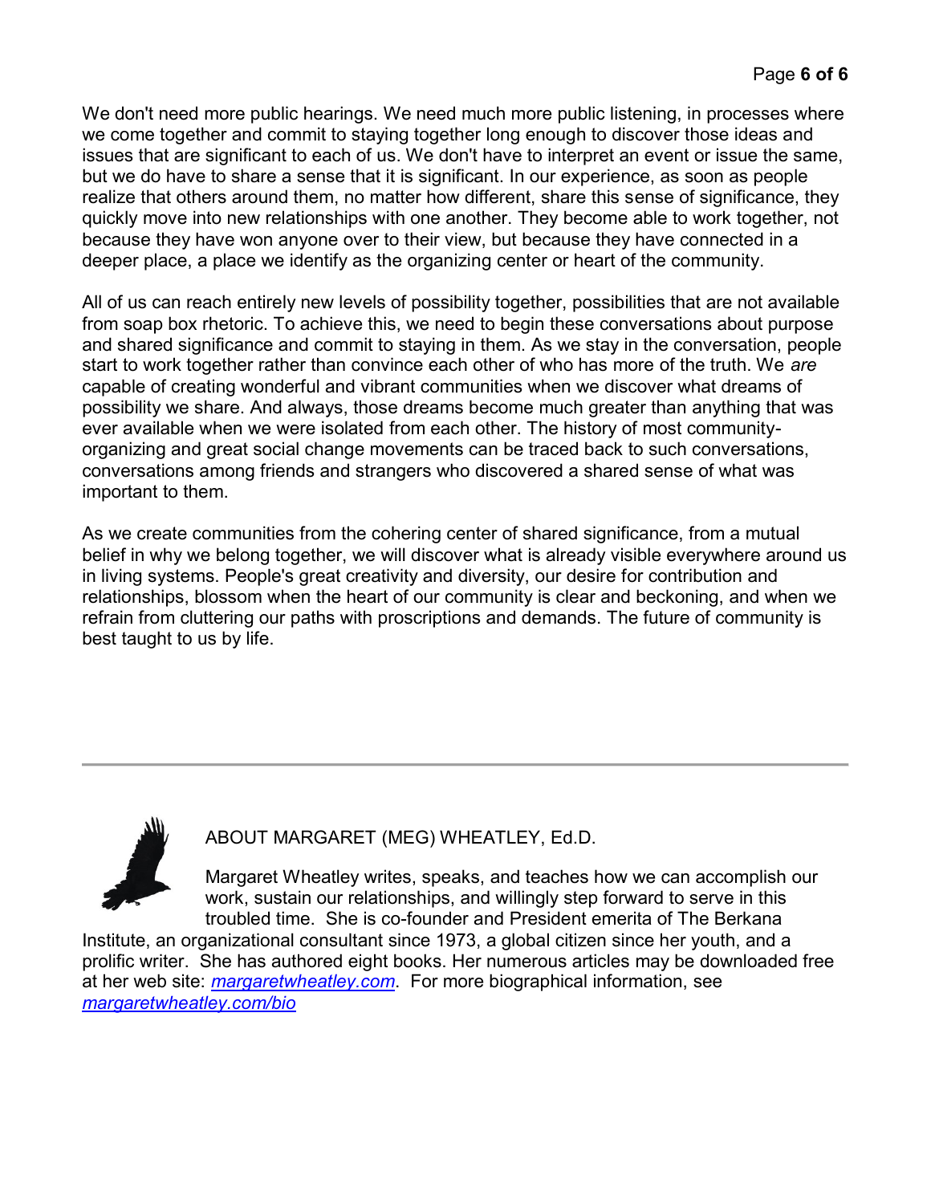We don't need more public hearings. We need much more public listening, in processes where we come together and commit to staying together long enough to discover those ideas and issues that are significant to each of us. We don't have to interpret an event or issue the same, but we do have to share a sense that it is significant. In our experience, as soon as people realize that others around them, no matter how different, share this sense of significance, they quickly move into new relationships with one another. They become able to work together, not because they have won anyone over to their view, but because they have connected in a deeper place, a place we identify as the organizing center or heart of the community.

All of us can reach entirely new levels of possibility together, possibilities that are not available from soap box rhetoric. To achieve this, we need to begin these conversations about purpose and shared significance and commit to staying in them. As we stay in the conversation, people start to work together rather than convince each other of who has more of the truth. We *are* capable of creating wonderful and vibrant communities when we discover what dreams of possibility we share. And always, those dreams become much greater than anything that was ever available when we were isolated from each other. The history of most community-organizing and great social change movements can be traced back to such conversations, conversations among friends and strangers who discovered a shared sense of what was important to them.

As we create communities from the cohering center of shared significance, from a mutual belief in why we belong together, we will discover what is already visible everywhere around us in living systems. People's great creativity and diversity, our desire for contribution and relationships, blossom when the heart of our community is clear and beckoning, and when we refrain from cluttering our paths with proscriptions and demands. The future of community is best taught to us by life.

---

ABOUT MARGARET (MEG) WHEATLEY, Ed.D.

Margaret Wheatley writes, speaks, and teaches how we can accomplish our work, sustain our relationships, and willingly step forward to serve in this troubled time. She is co-founder and President emerita of The Berkana Institute, an organizational consultant since 1973, a global citizen since her youth, and a prolific writer. She has authored eight books. Her numerous articles may be downloaded free at her web site: *margaretwheatley.com*. For more biographical information, see *margaretwheatley.com/bio*